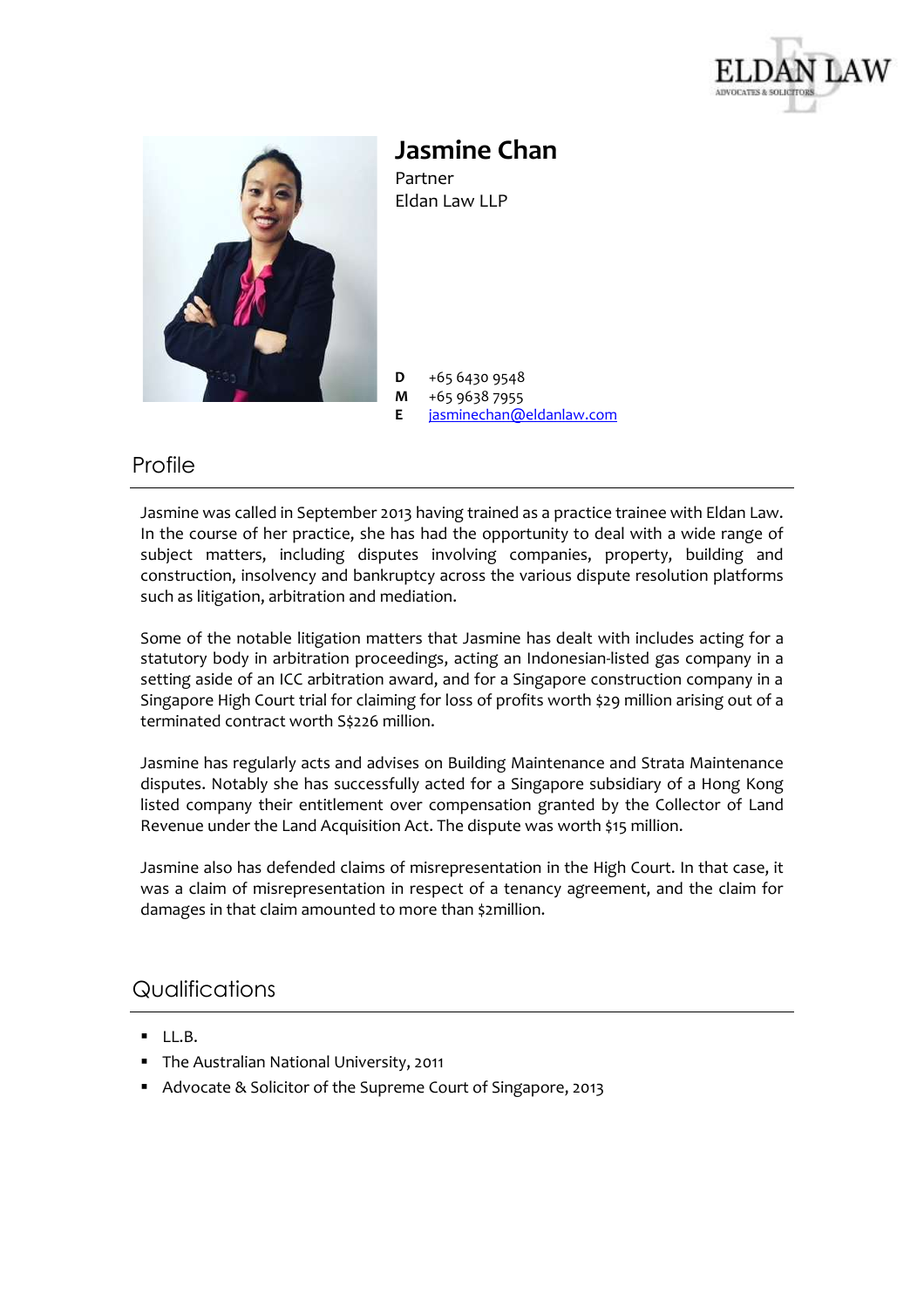ELDAN LAW
ADVOCATES & SOLICITORS

# Jasmine Chan

Partner
Eldan Law LLP

**D** +65 6430 9548
**M** +65 9638 7955
**E** jasminechan@eldanlaw.com

## Profile

Jasmine was called in September 2013 having trained as a practice trainee with Eldan Law. In the course of her practice, she has had the opportunity to deal with a wide range of subject matters, including disputes involving companies, property, building and construction, insolvency and bankruptcy across the various dispute resolution platforms such as litigation, arbitration and mediation.

Some of the notable litigation matters that Jasmine has dealt with includes acting for a statutory body in arbitration proceedings, acting an Indonesian-listed gas company in a setting aside of an ICC arbitration award, and for a Singapore construction company in a Singapore High Court trial for claiming for loss of profits worth $29 million arising out of a terminated contract worth S$226 million.

Jasmine has regularly acts and advises on Building Maintenance and Strata Maintenance disputes. Notably she has successfully acted for a Singapore subsidiary of a Hong Kong listed company their entitlement over compensation granted by the Collector of Land Revenue under the Land Acquisition Act. The dispute was worth $15 million.

Jasmine also has defended claims of misrepresentation in the High Court. In that case, it was a claim of misrepresentation in respect of a tenancy agreement, and the claim for damages in that claim amounted to more than $2million.

## Qualifications

- LL.B.
- The Australian National University, 2011
- Advocate & Solicitor of the Supreme Court of Singapore, 2013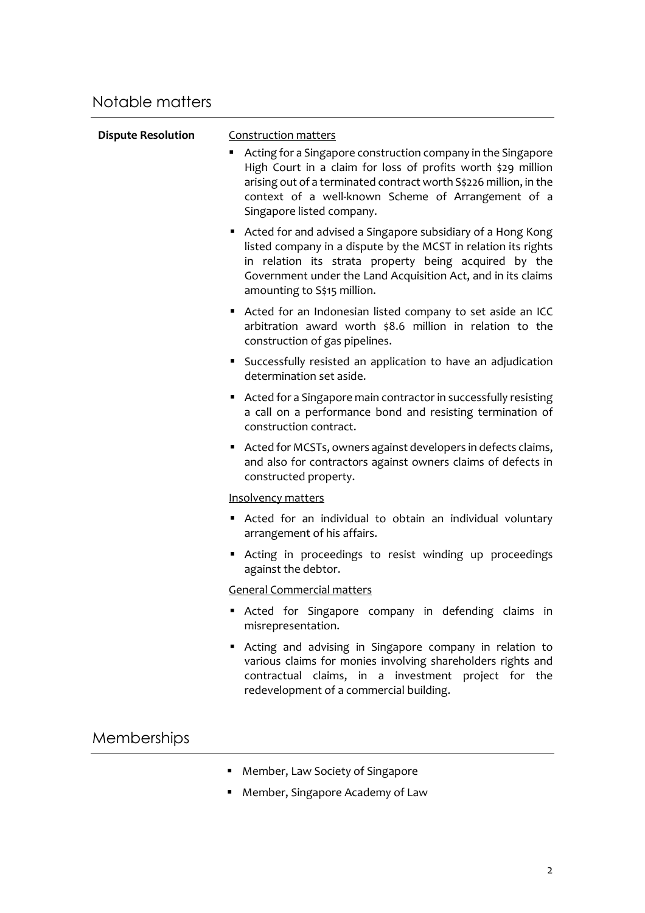## Notable matters

**Dispute Resolution**

Construction matters

- Acting for a Singapore construction company in the Singapore High Court in a claim for loss of profits worth $29 million arising out of a terminated contract worth S$226 million, in the context of a well-known Scheme of Arrangement of a Singapore listed company.
- Acted for and advised a Singapore subsidiary of a Hong Kong listed company in a dispute by the MCST in relation its rights in relation its strata property being acquired by the Government under the Land Acquisition Act, and in its claims amounting to S$15 million.
- Acted for an Indonesian listed company to set aside an ICC arbitration award worth $8.6 million in relation to the construction of gas pipelines.
- Successfully resisted an application to have an adjudication determination set aside.
- Acted for a Singapore main contractor in successfully resisting a call on a performance bond and resisting termination of construction contract.
- Acted for MCSTs, owners against developers in defects claims, and also for contractors against owners claims of defects in constructed property.

Insolvency matters

- Acted for an individual to obtain an individual voluntary arrangement of his affairs.
- Acting in proceedings to resist winding up proceedings against the debtor.

General Commercial matters

- Acted for Singapore company in defending claims in misrepresentation.
- Acting and advising in Singapore company in relation to various claims for monies involving shareholders rights and contractual claims, in a investment project for the redevelopment of a commercial building.

## Memberships

- Member, Law Society of Singapore
- Member, Singapore Academy of Law